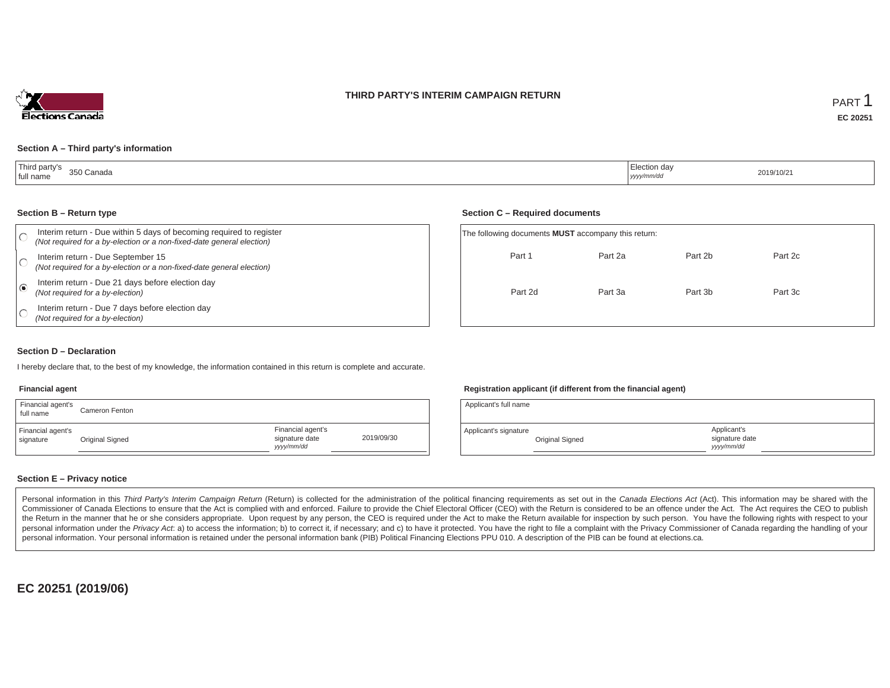# THIRD PARTY'S INTERIM CAMPAIGN RETURN

PART 1

**EC 20251**

## Section A – Third party's information

| Third party's full name | 350 Canada | Election day *yyyy/mm/dd* | 2019/10/21 |
|---|---|---|---|

## Section B – Return type

- ○ Interim return - Due within 5 days of becoming required to register *(Not required for a by-election or a non-fixed-date general election)*
- ○ Interim return - Due September 15 *(Not required for a by-election or a non-fixed-date general election)*
- ◉ Interim return - Due 21 days before election day *(Not required for a by-election)*
- ○ Interim return - Due 7 days before election day *(Not required for a by-election)*

## Section C – Required documents

The following documents **MUST** accompany this return:

| | | | |
|---|---|---|---|
| Part 1 | Part 2a | Part 2b | Part 2c |
| Part 2d | Part 3a | Part 3b | Part 3c |

## Section D – Declaration

I hereby declare that, to the best of my knowledge, the information contained in this return is complete and accurate.

### Financial agent

| Financial agent's full name | Cameron Fenton | | |
|---|---|---|---|
| Financial agent's signature | Original Signed | Financial agent's signature date *yyyy/mm/dd* | 2019/09/30 |

### Registration applicant (if different from the financial agent)

| Applicant's full name | | | |
|---|---|---|---|
| Applicant's signature | Original Signed | Applicant's signature date *yyyy/mm/dd* | |

## Section E – Privacy notice

Personal information in this *Third Party's Interim Campaign Return* (Return) is collected for the administration of the political financing requirements as set out in the *Canada Elections Act* (Act). This information may be shared with the Commissioner of Canada Elections to ensure that the Act is complied with and enforced. Failure to provide the Chief Electoral Officer (CEO) with the Return is considered to be an offence under the Act. The Act requires the CEO to publish the Return in the manner that he or she considers appropriate. Upon request by any person, the CEO is required under the Act to make the Return available for inspection by such person. You have the following rights with respect to your personal information under the *Privacy Act*: a) to access the information; b) to correct it, if necessary; and c) to have it protected. You have the right to file a complaint with the Privacy Commissioner of Canada regarding the handling of your personal information. Your personal information is retained under the personal information bank (PIB) Political Financing Elections PPU 010. A description of the PIB can be found at elections.ca.

**EC 20251 (2019/06)**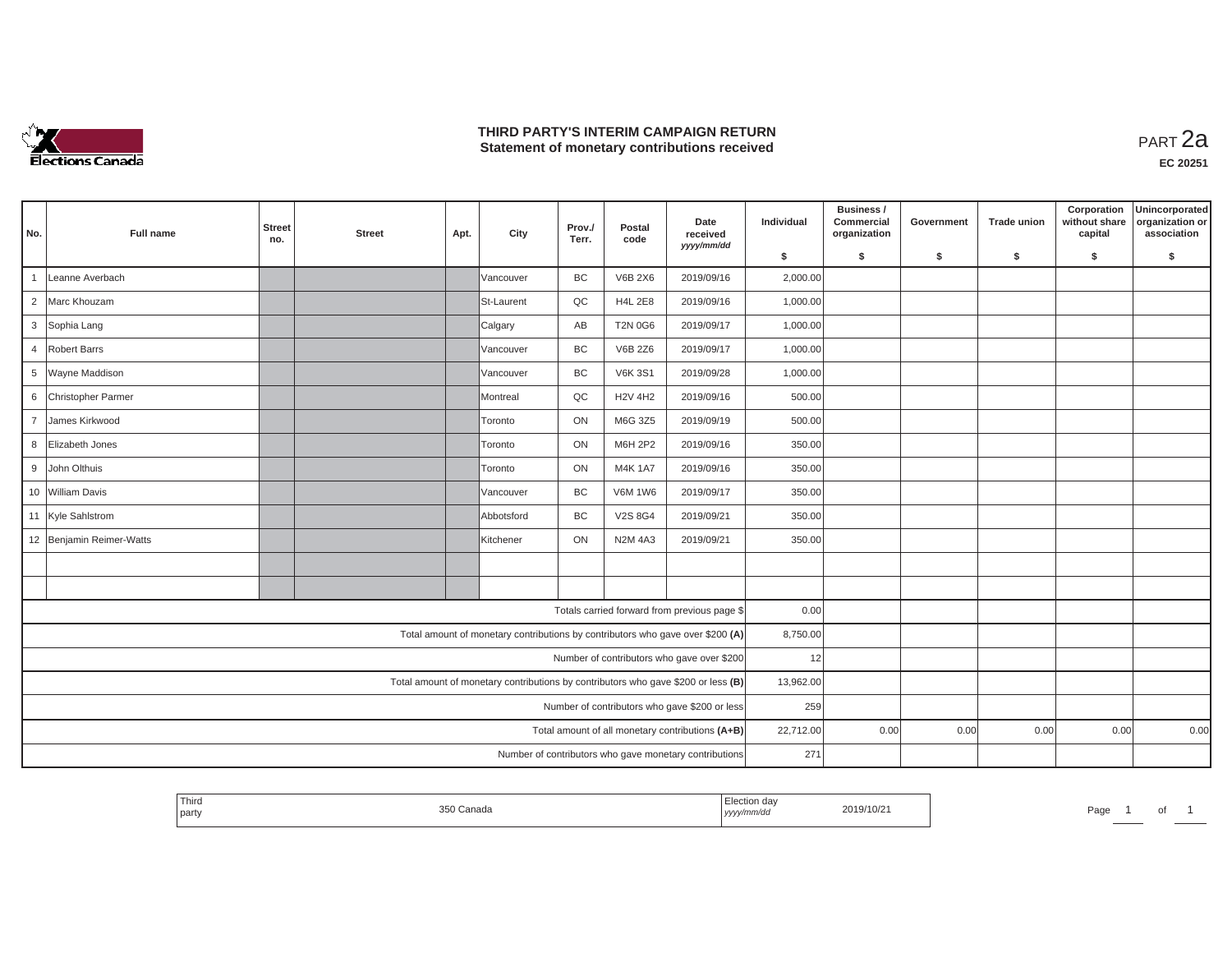# THIRD PARTY'S INTERIM CAMPAIGN RETURN
## Statement of monetary contributions received

PART 2a

EC 20251

| No. | Full name | Street no. | Street | Apt. | City | Prov./ Terr. | Postal code | Date received yyyy/mm/dd | Individual $ | Business / Commercial organization $ | Government $ | Trade union $ | Corporation without share capital $ | Unincorporated organization or association $ |
|---|---|---|---|---|---|---|---|---|---|---|---|---|---|---|
| 1 | Leanne Averbach | | | | Vancouver | BC | V6B 2X6 | 2019/09/16 | 2,000.00 | | | | | |
| 2 | Marc Khouzam | | | | St-Laurent | QC | H4L 2E8 | 2019/09/16 | 1,000.00 | | | | | |
| 3 | Sophia Lang | | | | Calgary | AB | T2N 0G6 | 2019/09/17 | 1,000.00 | | | | | |
| 4 | Robert Barrs | | | | Vancouver | BC | V6B 2Z6 | 2019/09/17 | 1,000.00 | | | | | |
| 5 | Wayne Maddison | | | | Vancouver | BC | V6K 3S1 | 2019/09/28 | 1,000.00 | | | | | |
| 6 | Christopher Parmer | | | | Montreal | QC | H2V 4H2 | 2019/09/16 | 500.00 | | | | | |
| 7 | James Kirkwood | | | | Toronto | ON | M6G 3Z5 | 2019/09/19 | 500.00 | | | | | |
| 8 | Elizabeth Jones | | | | Toronto | ON | M6H 2P2 | 2019/09/16 | 350.00 | | | | | |
| 9 | John Olthuis | | | | Toronto | ON | M4K 1A7 | 2019/09/16 | 350.00 | | | | | |
| 10 | William Davis | | | | Vancouver | BC | V6M 1W6 | 2019/09/17 | 350.00 | | | | | |
| 11 | Kyle Sahlstrom | | | | Abbotsford | BC | V2S 8G4 | 2019/09/21 | 350.00 | | | | | |
| 12 | Benjamin Reimer-Watts | | | | Kitchener | ON | N2M 4A3 | 2019/09/21 | 350.00 | | | | | |
| | | | | | | | | | | | | | | |
| | | | | | | | | | | | | | | |
| | | | | | | | | Totals carried forward from previous page $ | 0.00 | | | | | |
| | | | | | | | | Total amount of monetary contributions by contributors who gave over $200 (A) | 8,750.00 | | | | | |
| | | | | | | | | Number of contributors who gave over $200 | 12 | | | | | |
| | | | | | | | | Total amount of monetary contributions by contributors who gave $200 or less (B) | 13,962.00 | | | | | |
| | | | | | | | | Number of contributors who gave $200 or less | 259 | | | | | |
| | | | | | | | | Total amount of all monetary contributions (A+B) | 22,712.00 | 0.00 | 0.00 | 0.00 | 0.00 | 0.00 |
| | | | | | | | | Number of contributors who gave monetary contributions | 271 | | | | | |

Third party: 350 Canada

Election day (yyyy/mm/dd): 2019/10/21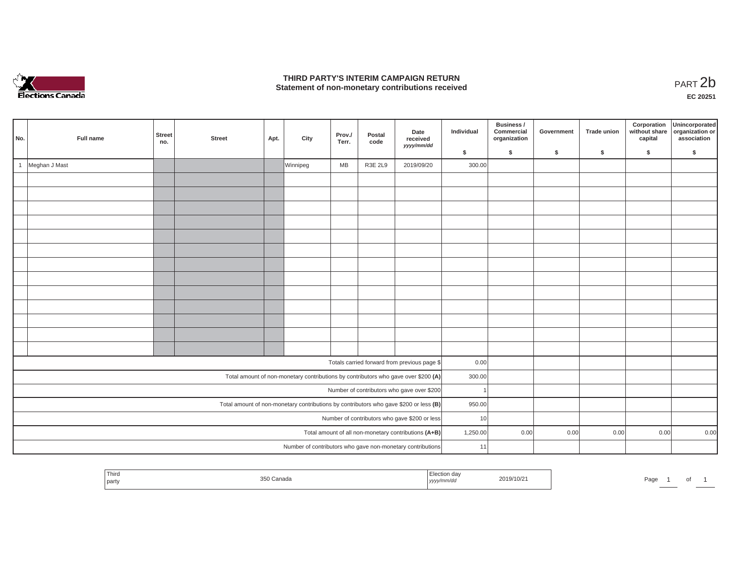# THIRD PARTY'S INTERIM CAMPAIGN RETURN
## Statement of non-monetary contributions received

PART 2b

**EC 20251**

| No. | Full name | Street no. | Street | Apt. | City | Prov./ Terr. | Postal code | Date received *yyyy/mm/dd* | Individual $ | Business / Commercial organization $ | Government $ | Trade union $ | Corporation without share capital $ | Unincorporated organization or association $ |
|---|---|---|---|---|---|---|---|---|---|---|---|---|---|---|
| 1 | Meghan J Mast | | | | Winnipeg | MB | R3E 2L9 | 2019/09/20 | 300.00 | | | | | |
| | | | | | | | | | | | | | | |
| | | | | | | | | | | | | | | |
| | | | | | | | | | | | | | | |
| | | | | | | | | | | | | | | |
| | | | | | | | | | | | | | | |
| | | | | | | | | | | | | | | |
| | | | | | | | | | | | | | | |
| | | | | | | | | | | | | | | |
| | | | | | | | | | | | | | | |
| | | | | | | | | | | | | | | |
| | | | | | | | | | | | | | | |
| | | | | | | | | | | | | | | |
| | | | | | | | | | | | | | | |
| | Totals carried forward from previous page $ | | | | | | | | 0.00 | | | | | |
| | Total amount of non-monetary contributions by contributors who gave over $200 **(A)** | | | | | | | | 300.00 | | | | | |
| | Number of contributors who gave over $200 | | | | | | | | 1 | | | | | |
| | Total amount of non-monetary contributions by contributors who gave $200 or less **(B)** | | | | | | | | 950.00 | | | | | |
| | Number of contributors who gave $200 or less | | | | | | | | 10 | | | | | |
| | Total amount of all non-monetary contributions **(A+B)** | | | | | | | | 1,250.00 | 0.00 | 0.00 | 0.00 | 0.00 | 0.00 |
| | Number of contributors who gave non-monetary contributions | | | | | | | | 11 | | | | | |

| Third party | 350 Canada | Election day *yyyy/mm/dd* | 2019/10/21 |
|---|---|---|---|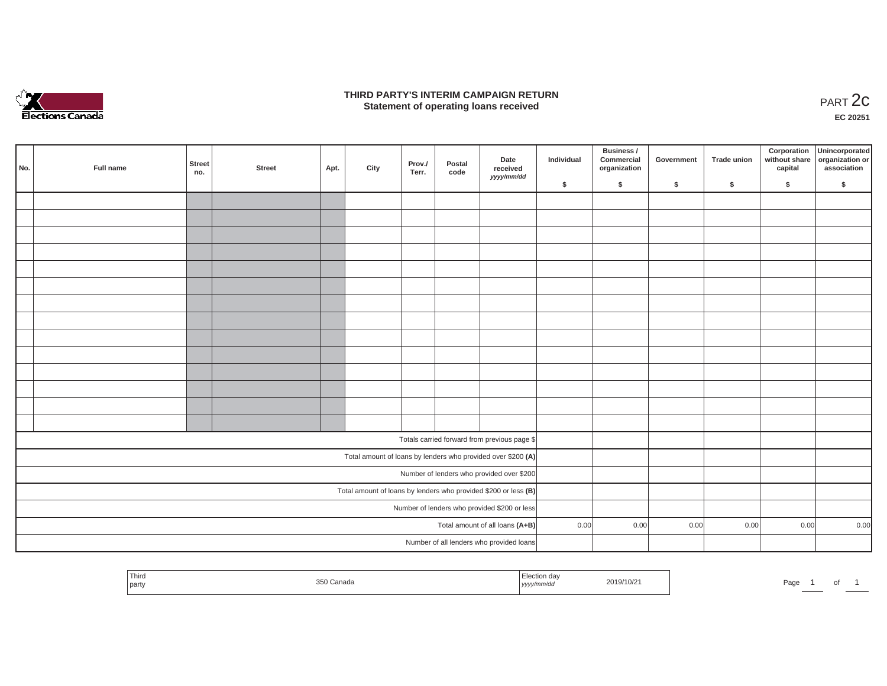# THIRD PARTY'S INTERIM CAMPAIGN RETURN
## Statement of operating loans received

PART 2c

EC 20251

| No. | Full name | Street no. | Street | Apt. | City | Prov./ Terr. | Postal code | Date received yyyy/mm/dd | Individual $ | Business / Commercial organization $ | Government $ | Trade union $ | Corporation without share capital $ | Unincorporated organization or association $ |
|---|---|---|---|---|---|---|---|---|---|---|---|---|---|---|
| | | | | | | | | | | | | | | |
| | | | | | | | | | | | | | | |
| | | | | | | | | | | | | | | |
| | | | | | | | | | | | | | | |
| | | | | | | | | | | | | | | |
| | | | | | | | | | | | | | | |
| | | | | | | | | | | | | | | |
| | | | | | | | | | | | | | | |
| | | | | | | | | | | | | | | |
| | | | | | | | | | | | | | | |
| | | | | | | | | | | | | | | |
| | | | | | | | | | | | | | | |
| | | | | | | | | | | | | | | |
| | | | | | | | | | | | | | | |
| Totals carried forward from previous page $ | | | | | | | | | | | | | | |
| Total amount of loans by lenders who provided over $200 **(A)** | | | | | | | | | | | | | | |
| Number of lenders who provided over $200 | | | | | | | | | | | | | | |
| Total amount of loans by lenders who provided $200 or less **(B)** | | | | | | | | | | | | | | |
| Number of lenders who provided $200 or less | | | | | | | | | | | | | | |
| Total amount of all loans **(A+B)** | | | | | | | | | 0.00 | 0.00 | 0.00 | 0.00 | 0.00 | 0.00 |
| Number of all lenders who provided loans | | | | | | | | | | | | | | |

| Third party | 350 Canada | Election day yyyy/mm/dd | 2019/10/21 |
|---|---|---|---|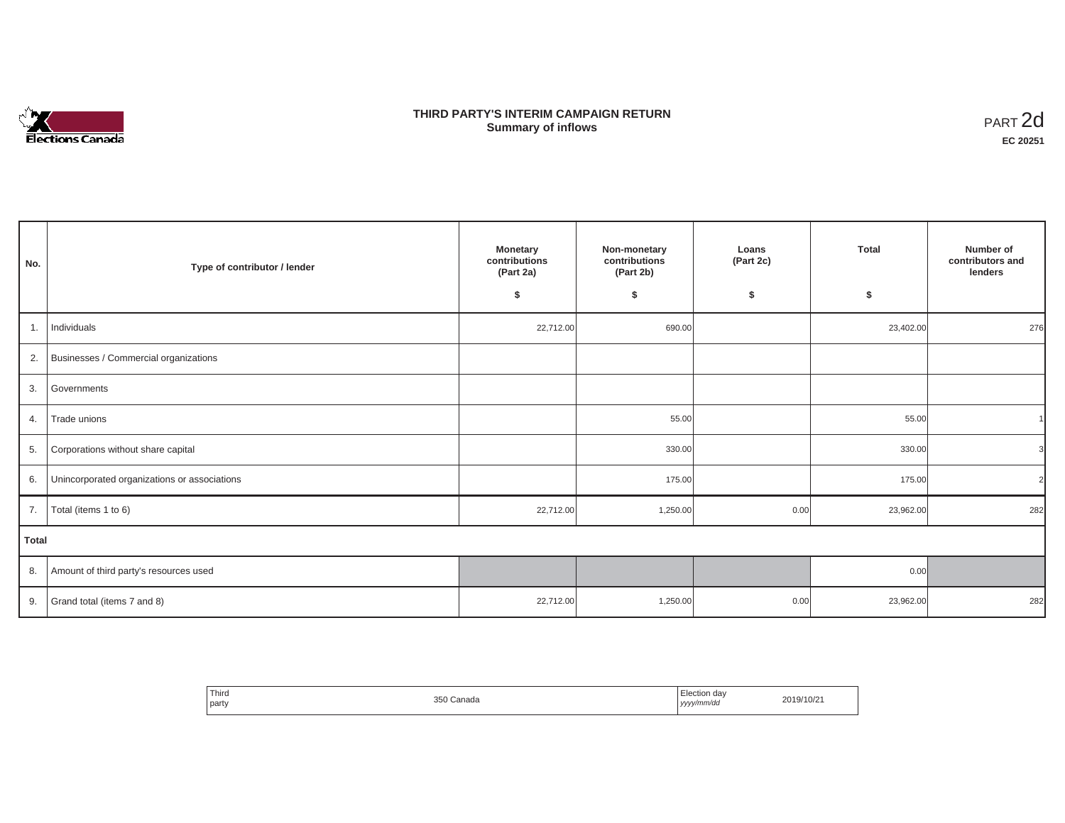# THIRD PARTY'S INTERIM CAMPAIGN RETURN
## Summary of inflows

PART 2d

**EC 20251**

| No. | Type of contributor / lender | Monetary contributions (Part 2a) $ | Non-monetary contributions (Part 2b) $ | Loans (Part 2c) $ | Total $ | Number of contributors and lenders |
|---|---|---|---|---|---|---|
| 1. | Individuals | 22,712.00 | 690.00 | | 23,402.00 | 276 |
| 2. | Businesses / Commercial organizations | | | | | |
| 3. | Governments | | | | | |
| 4. | Trade unions | | 55.00 | | 55.00 | 1 |
| 5. | Corporations without share capital | | 330.00 | | 330.00 | 3 |
| 6. | Unincorporated organizations or associations | | 175.00 | | 175.00 | 2 |
| 7. | Total (items 1 to 6) | 22,712.00 | 1,250.00 | 0.00 | 23,962.00 | 282 |
| **Total** | | | | | | |
| 8. | Amount of third party's resources used | | | | 0.00 | |
| 9. | Grand total (items 7 and 8) | 22,712.00 | 1,250.00 | 0.00 | 23,962.00 | 282 |

| Third party | 350 Canada | Election day *yyyy/mm/dd* | 2019/10/21 |
|---|---|---|---|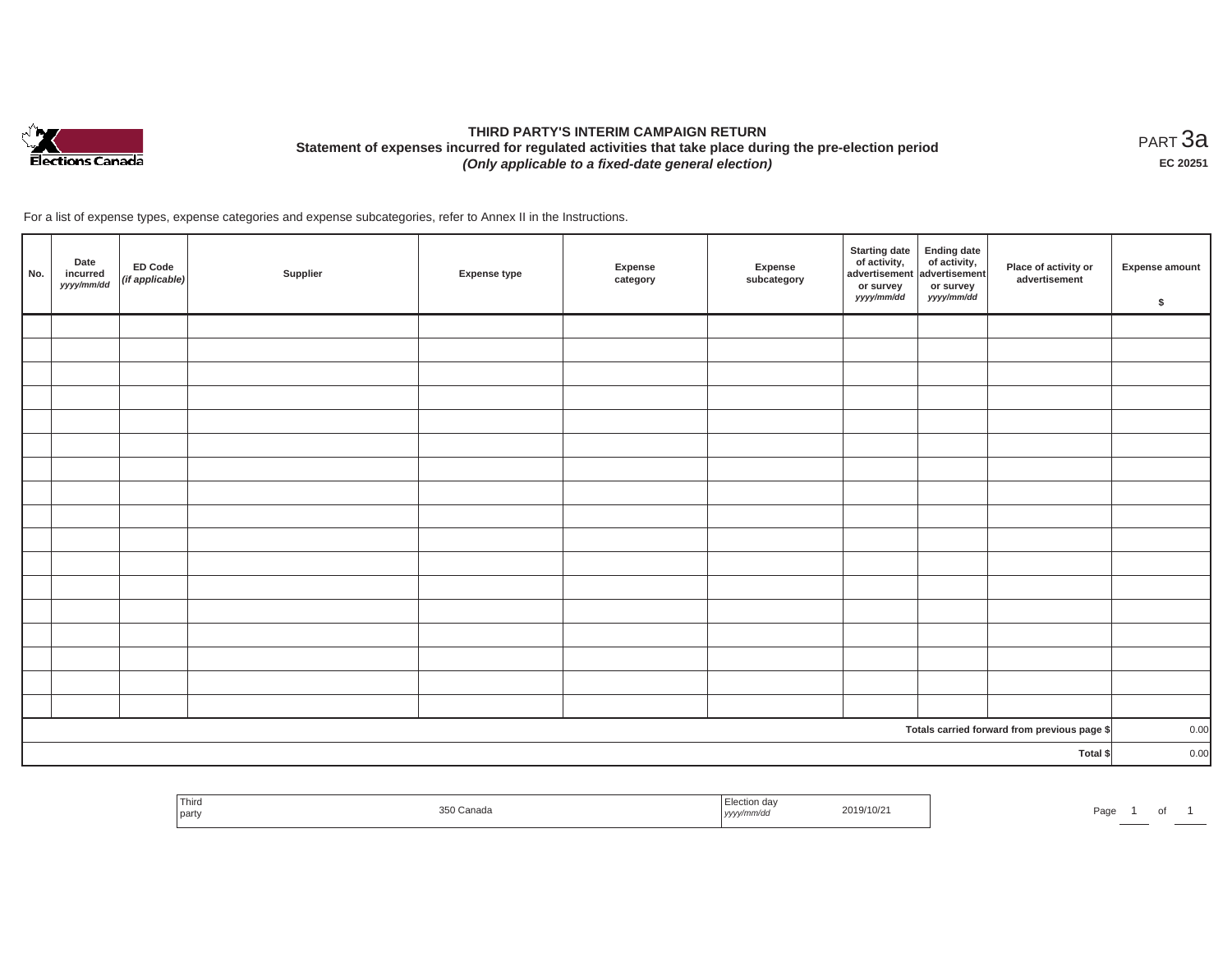# THIRD PARTY'S INTERIM CAMPAIGN RETURN

## Statement of expenses incurred for regulated activities that take place during the pre-election period

***(Only applicable to a fixed-date general election)***

PART 3a

**EC 20251**

For a list of expense types, expense categories and expense subcategories, refer to Annex II in the Instructions.

| No. | Date incurred *yyyy/mm/dd* | ED Code *(if applicable)* | Supplier | Expense type | Expense category | Expense subcategory | Starting date of activity, advertisement or survey *yyyy/mm/dd* | Ending date of activity, advertisement or survey *yyyy/mm/dd* | Place of activity or advertisement | Expense amount $ |
|---|---|---|---|---|---|---|---|---|---|---|
| | | | | | | | | | | |
| | | | | | | | | | | |
| | | | | | | | | | | |
| | | | | | | | | | | |
| | | | | | | | | | | |
| | | | | | | | | | | |
| | | | | | | | | | | |
| | | | | | | | | | | |
| | | | | | | | | | | |
| | | | | | | | | | | |
| | | | | | | | | | | |
| | | | | | | | | | | |
| | | | | | | | | | | |
| | | | | | | | | | | |
| | | | | | | | | | | |
| | | | | | | | | | | |
| | | | | | | | | | | |
| Totals carried forward from previous page $ | | | | | | | | | | 0.00 |
| Total $ | | | | | | | | | | 0.00 |

| Third party | 350 Canada | Election day *yyyy/mm/dd* | 2019/10/21 |
|---|---|---|---|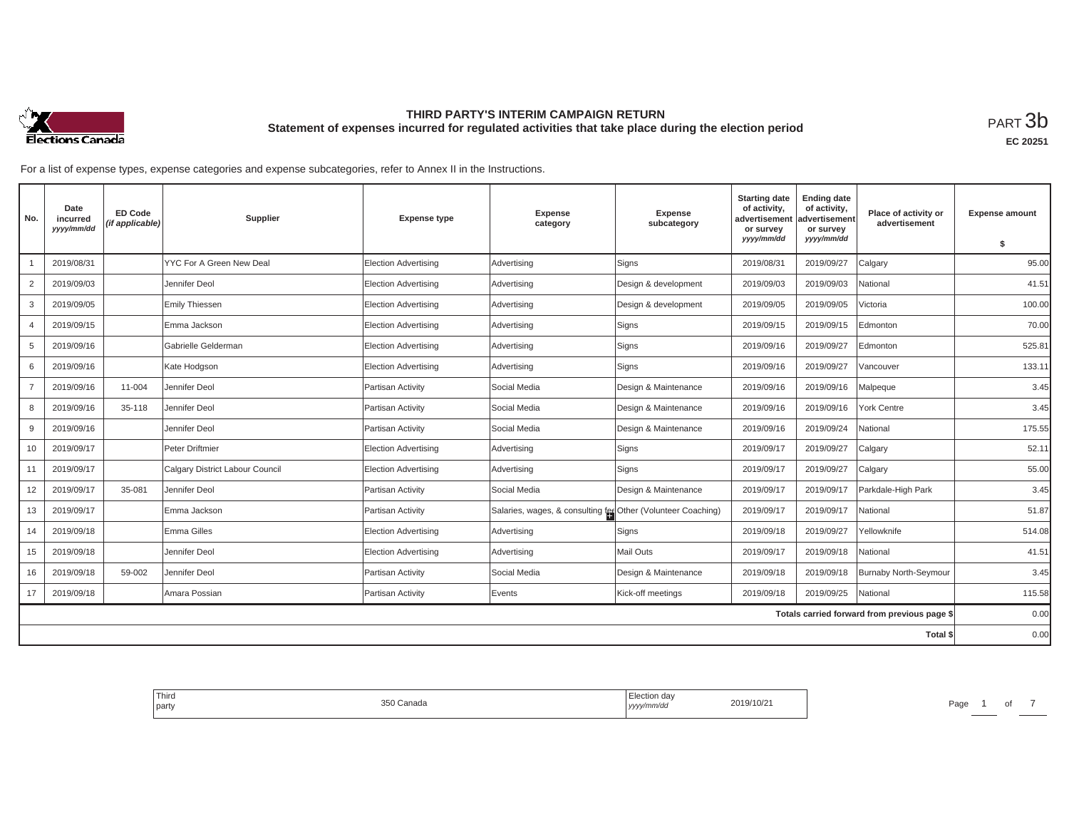# THIRD PARTY'S INTERIM CAMPAIGN RETURN

## Statement of expenses incurred for regulated activities that take place during the election period

PART 3b

**EC 20251**

For a list of expense types, expense categories and expense subcategories, refer to Annex II in the Instructions.

| No. | Date incurred *yyyy/mm/dd* | ED Code *(if applicable)* | Supplier | Expense type | Expense category | Expense subcategory | Starting date of activity, advertisement or survey *yyyy/mm/dd* | Ending date of activity, advertisement or survey *yyyy/mm/dd* | Place of activity or advertisement | Expense amount $ |
|---|---|---|---|---|---|---|---|---|---|---|
| 1 | 2019/08/31 | | YYC For A Green New Deal | Election Advertising | Advertising | Signs | 2019/08/31 | 2019/09/27 | Calgary | 95.00 |
| 2 | 2019/09/03 | | Jennifer Deol | Election Advertising | Advertising | Design & development | 2019/09/03 | 2019/09/03 | National | 41.51 |
| 3 | 2019/09/05 | | Emily Thiessen | Election Advertising | Advertising | Design & development | 2019/09/05 | 2019/09/05 | Victoria | 100.00 |
| 4 | 2019/09/15 | | Emma Jackson | Election Advertising | Advertising | Signs | 2019/09/15 | 2019/09/15 | Edmonton | 70.00 |
| 5 | 2019/09/16 | | Gabrielle Gelderman | Election Advertising | Advertising | Signs | 2019/09/16 | 2019/09/27 | Edmonton | 525.81 |
| 6 | 2019/09/16 | | Kate Hodgson | Election Advertising | Advertising | Signs | 2019/09/16 | 2019/09/27 | Vancouver | 133.11 |
| 7 | 2019/09/16 | 11-004 | Jennifer Deol | Partisan Activity | Social Media | Design & Maintenance | 2019/09/16 | 2019/09/16 | Malpeque | 3.45 |
| 8 | 2019/09/16 | 35-118 | Jennifer Deol | Partisan Activity | Social Media | Design & Maintenance | 2019/09/16 | 2019/09/16 | York Centre | 3.45 |
| 9 | 2019/09/16 | | Jennifer Deol | Partisan Activity | Social Media | Design & Maintenance | 2019/09/16 | 2019/09/24 | National | 175.55 |
| 10 | 2019/09/17 | | Peter Driftmier | Election Advertising | Advertising | Signs | 2019/09/17 | 2019/09/27 | Calgary | 52.11 |
| 11 | 2019/09/17 | | Calgary District Labour Council | Election Advertising | Advertising | Signs | 2019/09/17 | 2019/09/27 | Calgary | 55.00 |
| 12 | 2019/09/17 | 35-081 | Jennifer Deol | Partisan Activity | Social Media | Design & Maintenance | 2019/09/17 | 2019/09/17 | Parkdale-High Park | 3.45 |
| 13 | 2019/09/17 | | Emma Jackson | Partisan Activity | Salaries, wages, & consulting fe | Other (Volunteer Coaching) | 2019/09/17 | 2019/09/17 | National | 51.87 |
| 14 | 2019/09/18 | | Emma Gilles | Election Advertising | Advertising | Signs | 2019/09/18 | 2019/09/27 | Yellowknife | 514.08 |
| 15 | 2019/09/18 | | Jennifer Deol | Election Advertising | Advertising | Mail Outs | 2019/09/17 | 2019/09/18 | National | 41.51 |
| 16 | 2019/09/18 | 59-002 | Jennifer Deol | Partisan Activity | Social Media | Design & Maintenance | 2019/09/18 | 2019/09/18 | Burnaby North-Seymour | 3.45 |
| 17 | 2019/09/18 | | Amara Possian | Partisan Activity | Events | Kick-off meetings | 2019/09/18 | 2019/09/25 | National | 115.58 |
| | | | | | | | | | Totals carried forward from previous page $ | 0.00 |
| | | | | | | | | | Total $ | 0.00 |

| Third party | 350 Canada | Election day *yyyy/mm/dd* | 2019/10/21 |
|---|---|---|---|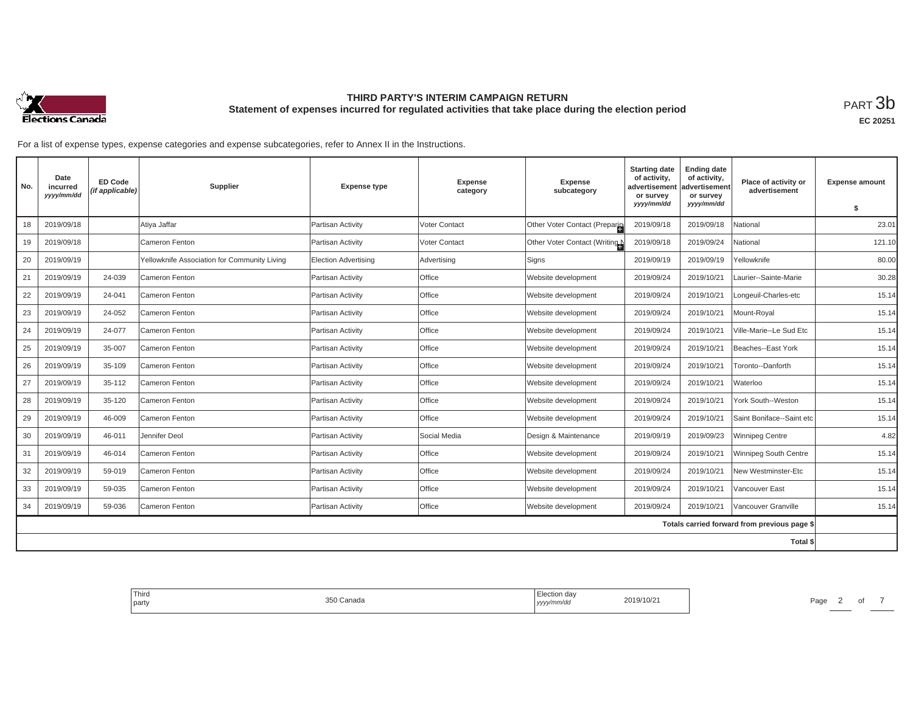# THIRD PARTY'S INTERIM CAMPAIGN RETURN

## Statement of expenses incurred for regulated activities that take place during the election period

PART 3b

EC 20251

For a list of expense types, expense categories and expense subcategories, refer to Annex II in the Instructions.

| No. | Date incurred yyyy/mm/dd | ED Code (if applicable) | Supplier | Expense type | Expense category | Expense subcategory | Starting date of activity, advertisement or survey yyyy/mm/dd | Ending date of activity, advertisement or survey yyyy/mm/dd | Place of activity or advertisement | Expense amount $ |
|---|---|---|---|---|---|---|---|---|---|---|
| 18 | 2019/09/18 | | Atiya Jaffar | Partisan Activity | Voter Contact | Other Voter Contact (Preparin | 2019/09/18 | 2019/09/18 | National | 23.01 |
| 19 | 2019/09/18 | | Cameron Fenton | Partisan Activity | Voter Contact | Other Voter Contact (Writing N | 2019/09/18 | 2019/09/24 | National | 121.10 |
| 20 | 2019/09/19 | | Yellowknife Association for Community Living | Election Advertising | Advertising | Signs | 2019/09/19 | 2019/09/19 | Yellowknife | 80.00 |
| 21 | 2019/09/19 | 24-039 | Cameron Fenton | Partisan Activity | Office | Website development | 2019/09/24 | 2019/10/21 | Laurier--Sainte-Marie | 30.28 |
| 22 | 2019/09/19 | 24-041 | Cameron Fenton | Partisan Activity | Office | Website development | 2019/09/24 | 2019/10/21 | Longeuil-Charles-etc | 15.14 |
| 23 | 2019/09/19 | 24-052 | Cameron Fenton | Partisan Activity | Office | Website development | 2019/09/24 | 2019/10/21 | Mount-Royal | 15.14 |
| 24 | 2019/09/19 | 24-077 | Cameron Fenton | Partisan Activity | Office | Website development | 2019/09/24 | 2019/10/21 | Ville-Marie--Le Sud Etc | 15.14 |
| 25 | 2019/09/19 | 35-007 | Cameron Fenton | Partisan Activity | Office | Website development | 2019/09/24 | 2019/10/21 | Beaches--East York | 15.14 |
| 26 | 2019/09/19 | 35-109 | Cameron Fenton | Partisan Activity | Office | Website development | 2019/09/24 | 2019/10/21 | Toronto--Danforth | 15.14 |
| 27 | 2019/09/19 | 35-112 | Cameron Fenton | Partisan Activity | Office | Website development | 2019/09/24 | 2019/10/21 | Waterloo | 15.14 |
| 28 | 2019/09/19 | 35-120 | Cameron Fenton | Partisan Activity | Office | Website development | 2019/09/24 | 2019/10/21 | York South--Weston | 15.14 |
| 29 | 2019/09/19 | 46-009 | Cameron Fenton | Partisan Activity | Office | Website development | 2019/09/24 | 2019/10/21 | Saint Boniface--Saint etc | 15.14 |
| 30 | 2019/09/19 | 46-011 | Jennifer Deol | Partisan Activity | Social Media | Design & Maintenance | 2019/09/19 | 2019/09/23 | Winnipeg Centre | 4.82 |
| 31 | 2019/09/19 | 46-014 | Cameron Fenton | Partisan Activity | Office | Website development | 2019/09/24 | 2019/10/21 | Winnipeg South Centre | 15.14 |
| 32 | 2019/09/19 | 59-019 | Cameron Fenton | Partisan Activity | Office | Website development | 2019/09/24 | 2019/10/21 | New Westminster-Etc | 15.14 |
| 33 | 2019/09/19 | 59-035 | Cameron Fenton | Partisan Activity | Office | Website development | 2019/09/24 | 2019/10/21 | Vancouver East | 15.14 |
| 34 | 2019/09/19 | 59-036 | Cameron Fenton | Partisan Activity | Office | Website development | 2019/09/24 | 2019/10/21 | Vancouver Granville | 15.14 |
| | | | | | | | | | Totals carried forward from previous page $ | |
| | | | | | | | | | Total $ | |

| Third party | 350 Canada | Election day yyyy/mm/dd | 2019/10/21 |
|---|---|---|---|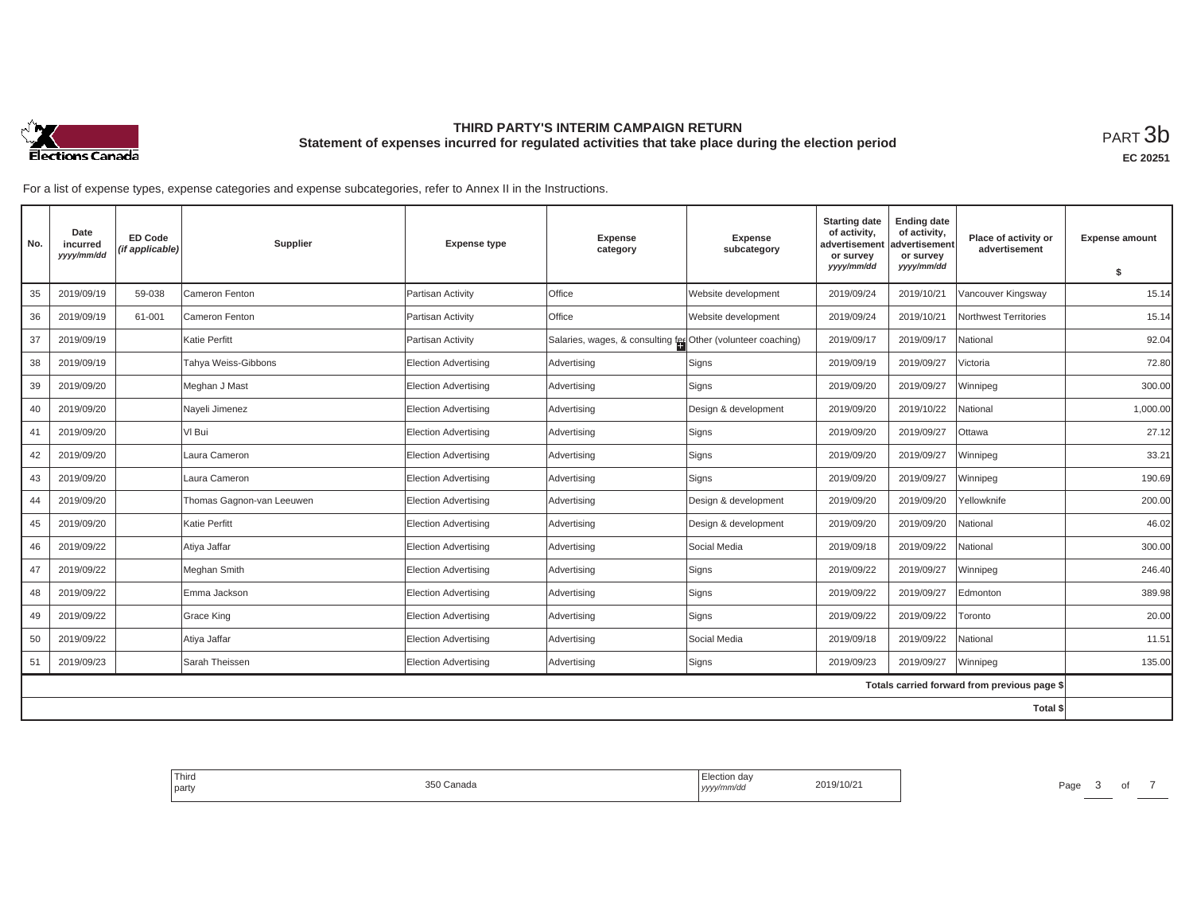**THIRD PARTY'S INTERIM CAMPAIGN RETURN**
**Statement of expenses incurred for regulated activities that take place during the election period**

PART 3b

EC 20251

For a list of expense types, expense categories and expense subcategories, refer to Annex II in the Instructions.

| No. | Date incurred *yyyy/mm/dd* | ED Code *(if applicable)* | Supplier | Expense type | Expense category | Expense subcategory | Starting date of activity, advertisement or survey *yyyy/mm/dd* | Ending date of activity, advertisement or survey *yyyy/mm/dd* | Place of activity or advertisement | Expense amount $ |
|---|---|---|---|---|---|---|---|---|---|---|
| 35 | 2019/09/19 | 59-038 | Cameron Fenton | Partisan Activity | Office | Website development | 2019/09/24 | 2019/10/21 | Vancouver Kingsway | 15.14 |
| 36 | 2019/09/19 | 61-001 | Cameron Fenton | Partisan Activity | Office | Website development | 2019/09/24 | 2019/10/21 | Northwest Territories | 15.14 |
| 37 | 2019/09/19 | | Katie Perfitt | Partisan Activity | Salaries, wages, & consulting fe | Other (volunteer coaching) | 2019/09/17 | 2019/09/17 | National | 92.04 |
| 38 | 2019/09/19 | | Tahya Weiss-Gibbons | Election Advertising | Advertising | Signs | 2019/09/19 | 2019/09/27 | Victoria | 72.80 |
| 39 | 2019/09/20 | | Meghan J Mast | Election Advertising | Advertising | Signs | 2019/09/20 | 2019/09/27 | Winnipeg | 300.00 |
| 40 | 2019/09/20 | | Nayeli Jimenez | Election Advertising | Advertising | Design & development | 2019/09/20 | 2019/10/22 | National | 1,000.00 |
| 41 | 2019/09/20 | | VI Bui | Election Advertising | Advertising | Signs | 2019/09/20 | 2019/09/27 | Ottawa | 27.12 |
| 42 | 2019/09/20 | | Laura Cameron | Election Advertising | Advertising | Signs | 2019/09/20 | 2019/09/27 | Winnipeg | 33.21 |
| 43 | 2019/09/20 | | Laura Cameron | Election Advertising | Advertising | Signs | 2019/09/20 | 2019/09/27 | Winnipeg | 190.69 |
| 44 | 2019/09/20 | | Thomas Gagnon-van Leeuwen | Election Advertising | Advertising | Design & development | 2019/09/20 | 2019/09/20 | Yellowknife | 200.00 |
| 45 | 2019/09/20 | | Katie Perfitt | Election Advertising | Advertising | Design & development | 2019/09/20 | 2019/09/20 | National | 46.02 |
| 46 | 2019/09/22 | | Atiya Jaffar | Election Advertising | Advertising | Social Media | 2019/09/18 | 2019/09/22 | National | 300.00 |
| 47 | 2019/09/22 | | Meghan Smith | Election Advertising | Advertising | Signs | 2019/09/22 | 2019/09/27 | Winnipeg | 246.40 |
| 48 | 2019/09/22 | | Emma Jackson | Election Advertising | Advertising | Signs | 2019/09/22 | 2019/09/27 | Edmonton | 389.98 |
| 49 | 2019/09/22 | | Grace King | Election Advertising | Advertising | Signs | 2019/09/22 | 2019/09/22 | Toronto | 20.00 |
| 50 | 2019/09/22 | | Atiya Jaffar | Election Advertising | Advertising | Social Media | 2019/09/18 | 2019/09/22 | National | 11.51 |
| 51 | 2019/09/23 | | Sarah Theissen | Election Advertising | Advertising | Signs | 2019/09/23 | 2019/09/27 | Winnipeg | 135.00 |
| | | | | | | | | | Totals carried forward from previous page $ | |
| | | | | | | | | | Total $ | |

Third party: 350 Canada

Election day *yyyy/mm/dd*: 2019/10/21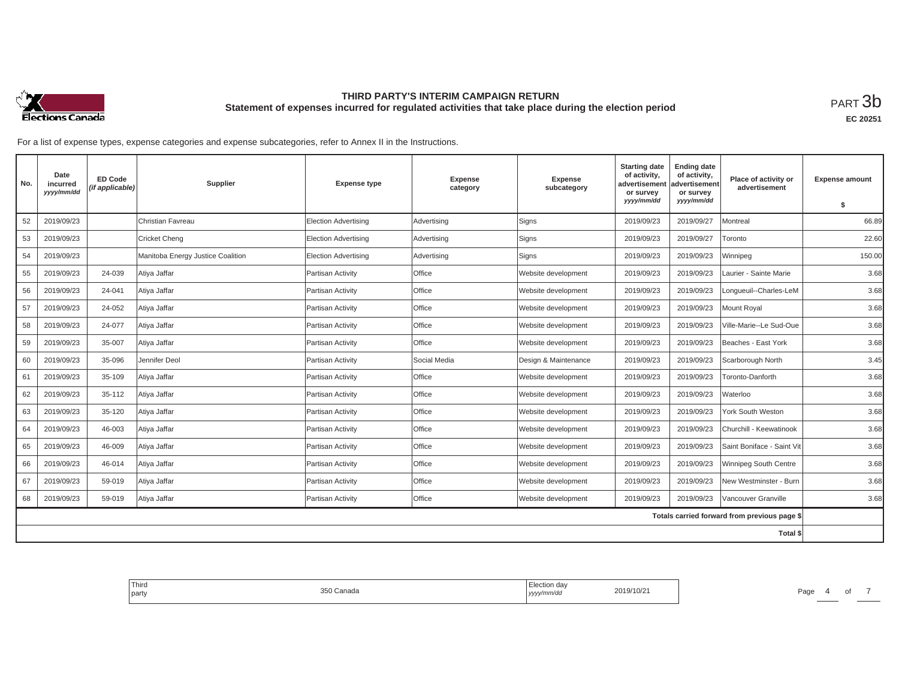**THIRD PARTY'S INTERIM CAMPAIGN RETURN**
**Statement of expenses incurred for regulated activities that take place during the election period**

PART 3b

**EC 20251**

For a list of expense types, expense categories and expense subcategories, refer to Annex II in the Instructions.

| No. | Date incurred *yyyy/mm/dd* | ED Code *(if applicable)* | Supplier | Expense type | Expense category | Expense subcategory | Starting date of activity, advertisement or survey *yyyy/mm/dd* | Ending date of activity, advertisement or survey *yyyy/mm/dd* | Place of activity or advertisement | Expense amount $ |
|---|---|---|---|---|---|---|---|---|---|---|
| 52 | 2019/09/23 | | Christian Favreau | Election Advertising | Advertising | Signs | 2019/09/23 | 2019/09/27 | Montreal | 66.89 |
| 53 | 2019/09/23 | | Cricket Cheng | Election Advertising | Advertising | Signs | 2019/09/23 | 2019/09/27 | Toronto | 22.60 |
| 54 | 2019/09/23 | | Manitoba Energy Justice Coalition | Election Advertising | Advertising | Signs | 2019/09/23 | 2019/09/23 | Winnipeg | 150.00 |
| 55 | 2019/09/23 | 24-039 | Atiya Jaffar | Partisan Activity | Office | Website development | 2019/09/23 | 2019/09/23 | Laurier - Sainte Marie | 3.68 |
| 56 | 2019/09/23 | 24-041 | Atiya Jaffar | Partisan Activity | Office | Website development | 2019/09/23 | 2019/09/23 | Longueuil--Charles-LeM | 3.68 |
| 57 | 2019/09/23 | 24-052 | Atiya Jaffar | Partisan Activity | Office | Website development | 2019/09/23 | 2019/09/23 | Mount Royal | 3.68 |
| 58 | 2019/09/23 | 24-077 | Atiya Jaffar | Partisan Activity | Office | Website development | 2019/09/23 | 2019/09/23 | Ville-Marie--Le Sud-Oue | 3.68 |
| 59 | 2019/09/23 | 35-007 | Atiya Jaffar | Partisan Activity | Office | Website development | 2019/09/23 | 2019/09/23 | Beaches - East York | 3.68 |
| 60 | 2019/09/23 | 35-096 | Jennifer Deol | Partisan Activity | Social Media | Design & Maintenance | 2019/09/23 | 2019/09/23 | Scarborough North | 3.45 |
| 61 | 2019/09/23 | 35-109 | Atiya Jaffar | Partisan Activity | Office | Website development | 2019/09/23 | 2019/09/23 | Toronto-Danforth | 3.68 |
| 62 | 2019/09/23 | 35-112 | Atiya Jaffar | Partisan Activity | Office | Website development | 2019/09/23 | 2019/09/23 | Waterloo | 3.68 |
| 63 | 2019/09/23 | 35-120 | Atiya Jaffar | Partisan Activity | Office | Website development | 2019/09/23 | 2019/09/23 | York South Weston | 3.68 |
| 64 | 2019/09/23 | 46-003 | Atiya Jaffar | Partisan Activity | Office | Website development | 2019/09/23 | 2019/09/23 | Churchill - Keewatinook | 3.68 |
| 65 | 2019/09/23 | 46-009 | Atiya Jaffar | Partisan Activity | Office | Website development | 2019/09/23 | 2019/09/23 | Saint Boniface - Saint Vit | 3.68 |
| 66 | 2019/09/23 | 46-014 | Atiya Jaffar | Partisan Activity | Office | Website development | 2019/09/23 | 2019/09/23 | Winnipeg South Centre | 3.68 |
| 67 | 2019/09/23 | 59-019 | Atiya Jaffar | Partisan Activity | Office | Website development | 2019/09/23 | 2019/09/23 | New Westminster - Burn | 3.68 |
| 68 | 2019/09/23 | 59-019 | Atiya Jaffar | Partisan Activity | Office | Website development | 2019/09/23 | 2019/09/23 | Vancouver Granville | 3.68 |
| | | | | | | | | | Totals carried forward from previous page $ | |
| | | | | | | | | | Total $ | |

| Third party | 350 Canada | Election day *yyyy/mm/dd* | 2019/10/21 |
|---|---|---|---|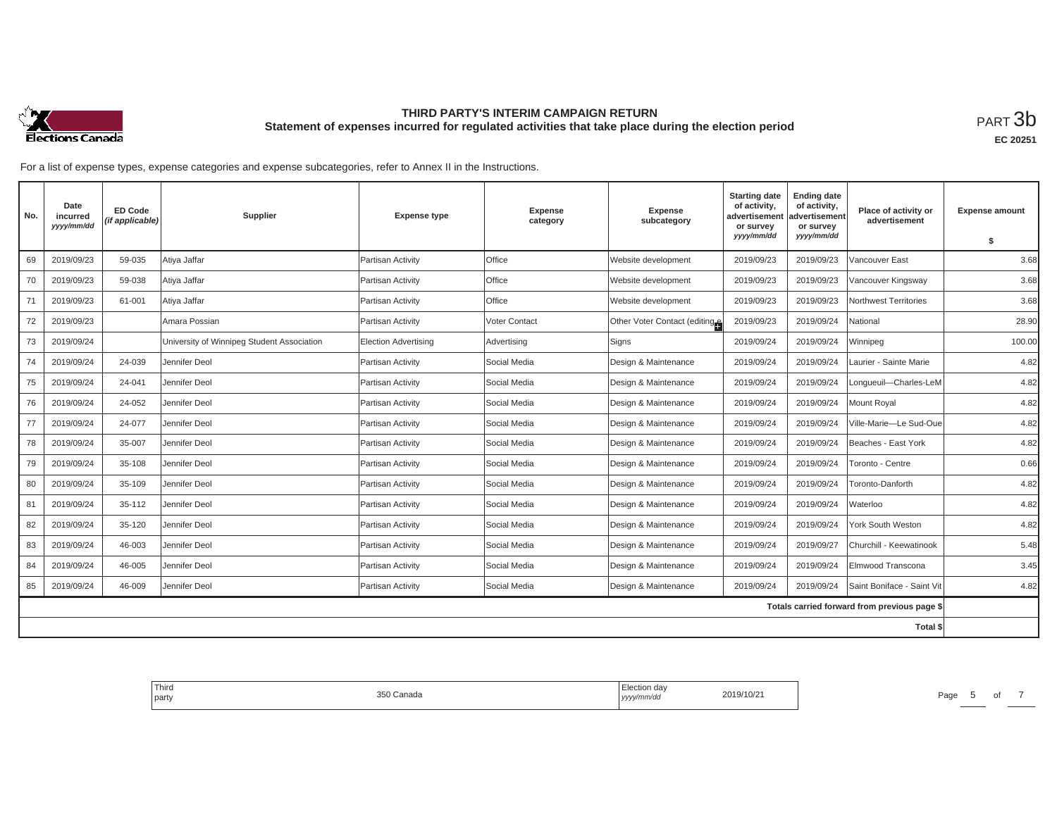# THIRD PARTY'S INTERIM CAMPAIGN RETURN

## Statement of expenses incurred for regulated activities that take place during the election period

PART 3b

EC 20251

For a list of expense types, expense categories and expense subcategories, refer to Annex II in the Instructions.

| No. | Date incurred *yyyy/mm/dd* | ED Code *(if applicable)* | Supplier | Expense type | Expense category | Expense subcategory | Starting date of activity, advertisement or survey *yyyy/mm/dd* | Ending date of activity, advertisement or survey *yyyy/mm/dd* | Place of activity or advertisement | Expense amount $ |
|---|---|---|---|---|---|---|---|---|---|---|
| 69 | 2019/09/23 | 59-035 | Atiya Jaffar | Partisan Activity | Office | Website development | 2019/09/23 | 2019/09/23 | Vancouver East | 3.68 |
| 70 | 2019/09/23 | 59-038 | Atiya Jaffar | Partisan Activity | Office | Website development | 2019/09/23 | 2019/09/23 | Vancouver Kingsway | 3.68 |
| 71 | 2019/09/23 | 61-001 | Atiya Jaffar | Partisan Activity | Office | Website development | 2019/09/23 | 2019/09/23 | Northwest Territories | 3.68 |
| 72 | 2019/09/23 | | Amara Possian | Partisan Activity | Voter Contact | Other Voter Contact (editing e | 2019/09/23 | 2019/09/24 | National | 28.90 |
| 73 | 2019/09/24 | | University of Winnipeg Student Association | Election Advertising | Advertising | Signs | 2019/09/24 | 2019/09/24 | Winnipeg | 100.00 |
| 74 | 2019/09/24 | 24-039 | Jennifer Deol | Partisan Activity | Social Media | Design & Maintenance | 2019/09/24 | 2019/09/24 | Laurier - Sainte Marie | 4.82 |
| 75 | 2019/09/24 | 24-041 | Jennifer Deol | Partisan Activity | Social Media | Design & Maintenance | 2019/09/24 | 2019/09/24 | Longueuil—Charles-LeM | 4.82 |
| 76 | 2019/09/24 | 24-052 | Jennifer Deol | Partisan Activity | Social Media | Design & Maintenance | 2019/09/24 | 2019/09/24 | Mount Royal | 4.82 |
| 77 | 2019/09/24 | 24-077 | Jennifer Deol | Partisan Activity | Social Media | Design & Maintenance | 2019/09/24 | 2019/09/24 | Ville-Marie—Le Sud-Oue | 4.82 |
| 78 | 2019/09/24 | 35-007 | Jennifer Deol | Partisan Activity | Social Media | Design & Maintenance | 2019/09/24 | 2019/09/24 | Beaches - East York | 4.82 |
| 79 | 2019/09/24 | 35-108 | Jennifer Deol | Partisan Activity | Social Media | Design & Maintenance | 2019/09/24 | 2019/09/24 | Toronto - Centre | 0.66 |
| 80 | 2019/09/24 | 35-109 | Jennifer Deol | Partisan Activity | Social Media | Design & Maintenance | 2019/09/24 | 2019/09/24 | Toronto-Danforth | 4.82 |
| 81 | 2019/09/24 | 35-112 | Jennifer Deol | Partisan Activity | Social Media | Design & Maintenance | 2019/09/24 | 2019/09/24 | Waterloo | 4.82 |
| 82 | 2019/09/24 | 35-120 | Jennifer Deol | Partisan Activity | Social Media | Design & Maintenance | 2019/09/24 | 2019/09/24 | York South Weston | 4.82 |
| 83 | 2019/09/24 | 46-003 | Jennifer Deol | Partisan Activity | Social Media | Design & Maintenance | 2019/09/24 | 2019/09/27 | Churchill - Keewatinook | 5.48 |
| 84 | 2019/09/24 | 46-005 | Jennifer Deol | Partisan Activity | Social Media | Design & Maintenance | 2019/09/24 | 2019/09/24 | Elmwood Transcona | 3.45 |
| 85 | 2019/09/24 | 46-009 | Jennifer Deol | Partisan Activity | Social Media | Design & Maintenance | 2019/09/24 | 2019/09/24 | Saint Boniface - Saint Vit | 4.82 |
| | | | | | | | | | Totals carried forward from previous page $ | |
| | | | | | | | | | Total $ | |

| Third party | 350 Canada | Election day *yyyy/mm/dd* | 2019/10/21 |
|---|---|---|---|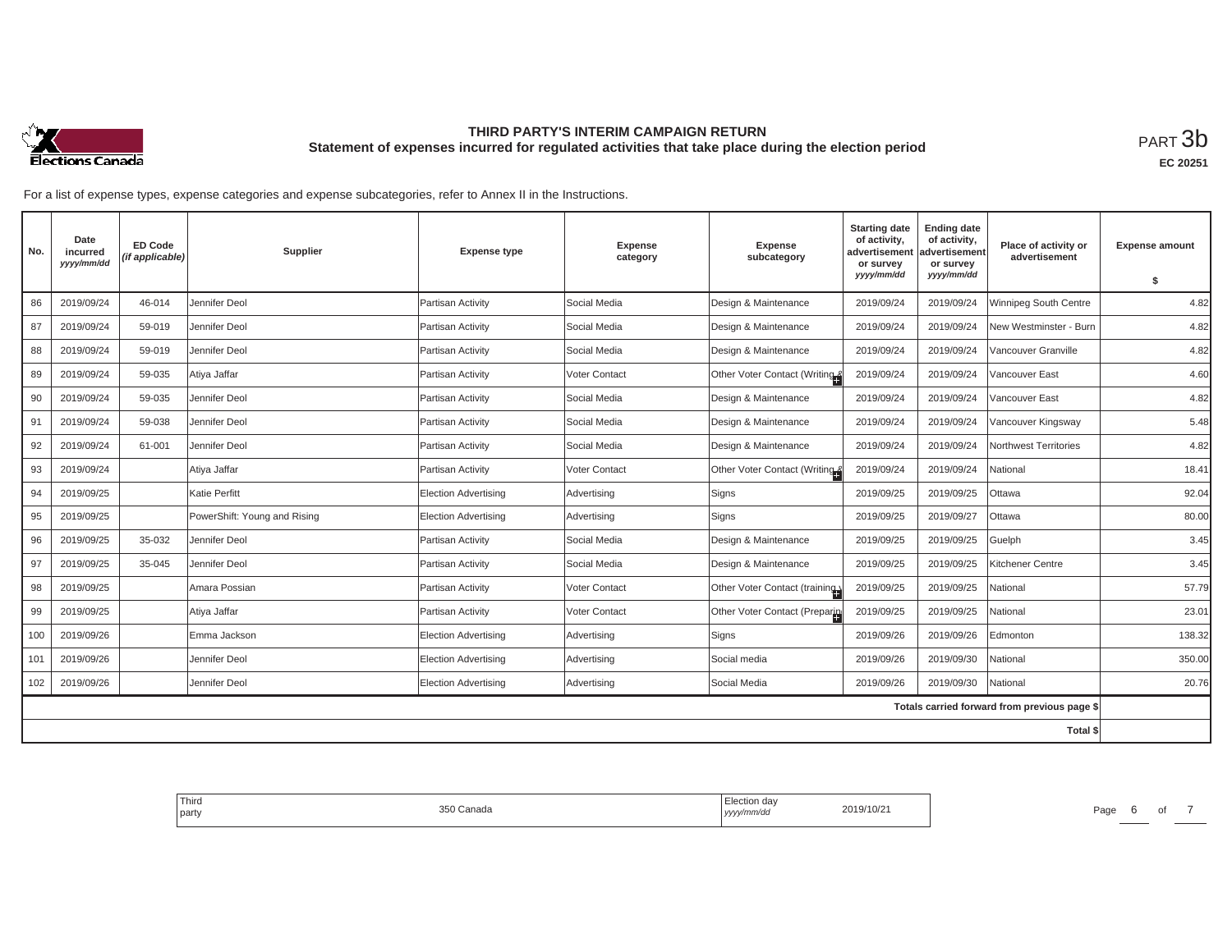# THIRD PARTY'S INTERIM CAMPAIGN RETURN

## Statement of expenses incurred for regulated activities that take place during the election period

PART 3b

**EC 20251**

For a list of expense types, expense categories and expense subcategories, refer to Annex II in the Instructions.

| No. | Date incurred *yyyy/mm/dd* | ED Code *(if applicable)* | Supplier | Expense type | Expense category | Expense subcategory | Starting date of activity, advertisement or survey *yyyy/mm/dd* | Ending date of activity, advertisement or survey *yyyy/mm/dd* | Place of activity or advertisement | Expense amount $ |
|---|---|---|---|---|---|---|---|---|---|---|
| 86 | 2019/09/24 | 46-014 | Jennifer Deol | Partisan Activity | Social Media | Design & Maintenance | 2019/09/24 | 2019/09/24 | Winnipeg South Centre | 4.82 |
| 87 | 2019/09/24 | 59-019 | Jennifer Deol | Partisan Activity | Social Media | Design & Maintenance | 2019/09/24 | 2019/09/24 | New Westminster - Burn | 4.82 |
| 88 | 2019/09/24 | 59-019 | Jennifer Deol | Partisan Activity | Social Media | Design & Maintenance | 2019/09/24 | 2019/09/24 | Vancouver Granville | 4.82 |
| 89 | 2019/09/24 | 59-035 | Atiya Jaffar | Partisan Activity | Voter Contact | Other Voter Contact (Writing & | 2019/09/24 | 2019/09/24 | Vancouver East | 4.60 |
| 90 | 2019/09/24 | 59-035 | Jennifer Deol | Partisan Activity | Social Media | Design & Maintenance | 2019/09/24 | 2019/09/24 | Vancouver East | 4.82 |
| 91 | 2019/09/24 | 59-038 | Jennifer Deol | Partisan Activity | Social Media | Design & Maintenance | 2019/09/24 | 2019/09/24 | Vancouver Kingsway | 5.48 |
| 92 | 2019/09/24 | 61-001 | Jennifer Deol | Partisan Activity | Social Media | Design & Maintenance | 2019/09/24 | 2019/09/24 | Northwest Territories | 4.82 |
| 93 | 2019/09/24 | | Atiya Jaffar | Partisan Activity | Voter Contact | Other Voter Contact (Writing & | 2019/09/24 | 2019/09/24 | National | 18.41 |
| 94 | 2019/09/25 | | Katie Perfitt | Election Advertising | Advertising | Signs | 2019/09/25 | 2019/09/25 | Ottawa | 92.04 |
| 95 | 2019/09/25 | | PowerShift: Young and Rising | Election Advertising | Advertising | Signs | 2019/09/25 | 2019/09/27 | Ottawa | 80.00 |
| 96 | 2019/09/25 | 35-032 | Jennifer Deol | Partisan Activity | Social Media | Design & Maintenance | 2019/09/25 | 2019/09/25 | Guelph | 3.45 |
| 97 | 2019/09/25 | 35-045 | Jennifer Deol | Partisan Activity | Social Media | Design & Maintenance | 2019/09/25 | 2019/09/25 | Kitchener Centre | 3.45 |
| 98 | 2019/09/25 | | Amara Possian | Partisan Activity | Voter Contact | Other Voter Contact (training | 2019/09/25 | 2019/09/25 | National | 57.79 |
| 99 | 2019/09/25 | | Atiya Jaffar | Partisan Activity | Voter Contact | Other Voter Contact (Preparin | 2019/09/25 | 2019/09/25 | National | 23.01 |
| 100 | 2019/09/26 | | Emma Jackson | Election Advertising | Advertising | Signs | 2019/09/26 | 2019/09/26 | Edmonton | 138.32 |
| 101 | 2019/09/26 | | Jennifer Deol | Election Advertising | Advertising | Social media | 2019/09/26 | 2019/09/30 | National | 350.00 |
| 102 | 2019/09/26 | | Jennifer Deol | Election Advertising | Advertising | Social Media | 2019/09/26 | 2019/09/30 | National | 20.76 |
| | | | | | | | | | Totals carried forward from previous page $ | |
| | | | | | | | | | Total $ | |

| Third party | 350 Canada | Election day *yyyy/mm/dd* | 2019/10/21 |
|---|---|---|---|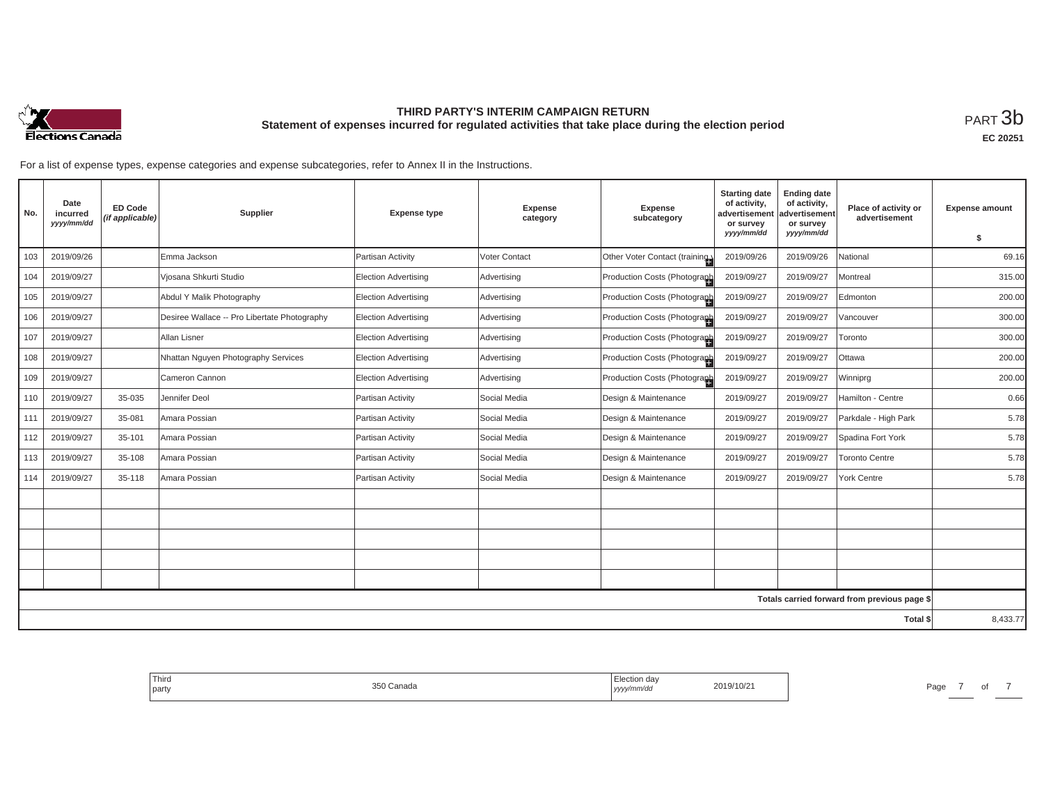# THIRD PARTY'S INTERIM CAMPAIGN RETURN

## Statement of expenses incurred for regulated activities that take place during the election period

PART 3b

EC 20251

For a list of expense types, expense categories and expense subcategories, refer to Annex II in the Instructions.

| No. | Date incurred yyyy/mm/dd | ED Code (if applicable) | Supplier | Expense type | Expense category | Expense subcategory | Starting date of activity, advertisement or survey yyyy/mm/dd | Ending date of activity, advertisement or survey yyyy/mm/dd | Place of activity or advertisement | Expense amount $ |
|---|---|---|---|---|---|---|---|---|---|---|
| 103 | 2019/09/26 | | Emma Jackson | Partisan Activity | Voter Contact | Other Voter Contact (training) | 2019/09/26 | 2019/09/26 | National | 69.16 |
| 104 | 2019/09/27 | | Vjosana Shkurti Studio | Election Advertising | Advertising | Production Costs (Photograph | 2019/09/27 | 2019/09/27 | Montreal | 315.00 |
| 105 | 2019/09/27 | | Abdul Y Malik Photography | Election Advertising | Advertising | Production Costs (Photograph | 2019/09/27 | 2019/09/27 | Edmonton | 200.00 |
| 106 | 2019/09/27 | | Desiree Wallace -- Pro Libertate Photography | Election Advertising | Advertising | Production Costs (Photograph | 2019/09/27 | 2019/09/27 | Vancouver | 300.00 |
| 107 | 2019/09/27 | | Allan Lisner | Election Advertising | Advertising | Production Costs (Photograph | 2019/09/27 | 2019/09/27 | Toronto | 300.00 |
| 108 | 2019/09/27 | | Nhattan Nguyen Photography Services | Election Advertising | Advertising | Production Costs (Photograph | 2019/09/27 | 2019/09/27 | Ottawa | 200.00 |
| 109 | 2019/09/27 | | Cameron Cannon | Election Advertising | Advertising | Production Costs (Photograph | 2019/09/27 | 2019/09/27 | Winniprg | 200.00 |
| 110 | 2019/09/27 | 35-035 | Jennifer Deol | Partisan Activity | Social Media | Design & Maintenance | 2019/09/27 | 2019/09/27 | Hamilton - Centre | 0.66 |
| 111 | 2019/09/27 | 35-081 | Amara Possian | Partisan Activity | Social Media | Design & Maintenance | 2019/09/27 | 2019/09/27 | Parkdale - High Park | 5.78 |
| 112 | 2019/09/27 | 35-101 | Amara Possian | Partisan Activity | Social Media | Design & Maintenance | 2019/09/27 | 2019/09/27 | Spadina Fort York | 5.78 |
| 113 | 2019/09/27 | 35-108 | Amara Possian | Partisan Activity | Social Media | Design & Maintenance | 2019/09/27 | 2019/09/27 | Toronto Centre | 5.78 |
| 114 | 2019/09/27 | 35-118 | Amara Possian | Partisan Activity | Social Media | Design & Maintenance | 2019/09/27 | 2019/09/27 | York Centre | 5.78 |
| | | | | | | | | | | |
| | | | | | | | | | | |
| | | | | | | | | | | |
| | | | | | | | | | | |
| | | | | | | | | | | |
| | | | | | | | | | Totals carried forward from previous page $ | |
| | | | | | | | | | Total $ | 8,433.77 |

Third party: 350 Canada

Election day yyyy/mm/dd: 2019/10/21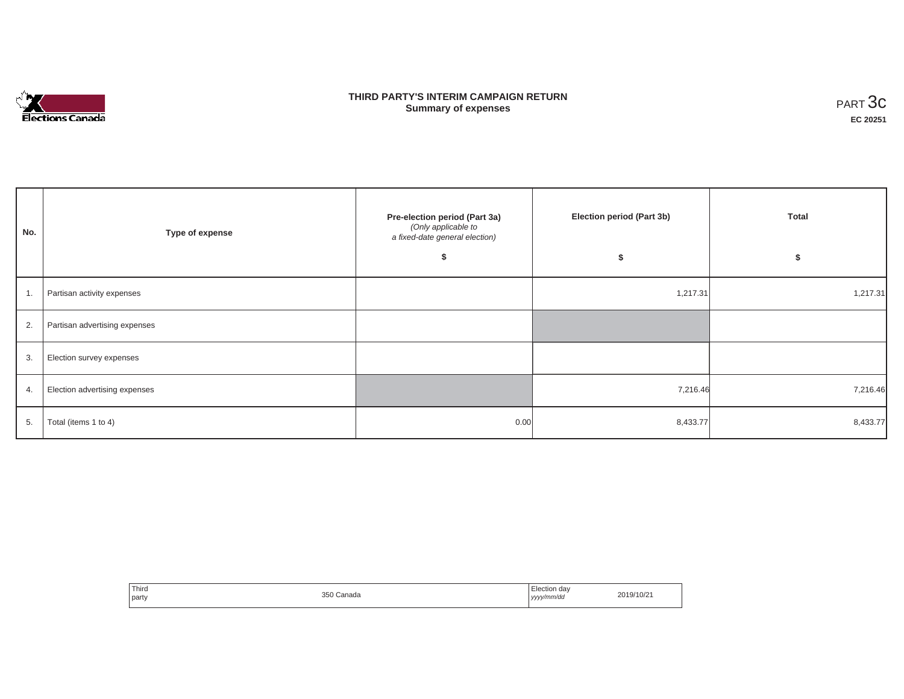# THIRD PARTY'S INTERIM CAMPAIGN RETURN
## Summary of expenses

PART 3c

**EC 20251**

| No. | Type of expense | Pre-election period (Part 3a) *(Only applicable to a fixed-date general election)* $ | Election period (Part 3b) $ | Total $ |
|---|---|---|---|---|
| 1. | Partisan activity expenses | | 1,217.31 | 1,217.31 |
| 2. | Partisan advertising expenses | | | |
| 3. | Election survey expenses | | | |
| 4. | Election advertising expenses | | 7,216.46 | 7,216.46 |
| 5. | Total (items 1 to 4) | 0.00 | 8,433.77 | 8,433.77 |

| Third party | 350 Canada | Election day *yyyy/mm/dd* | 2019/10/21 |
|---|---|---|---|